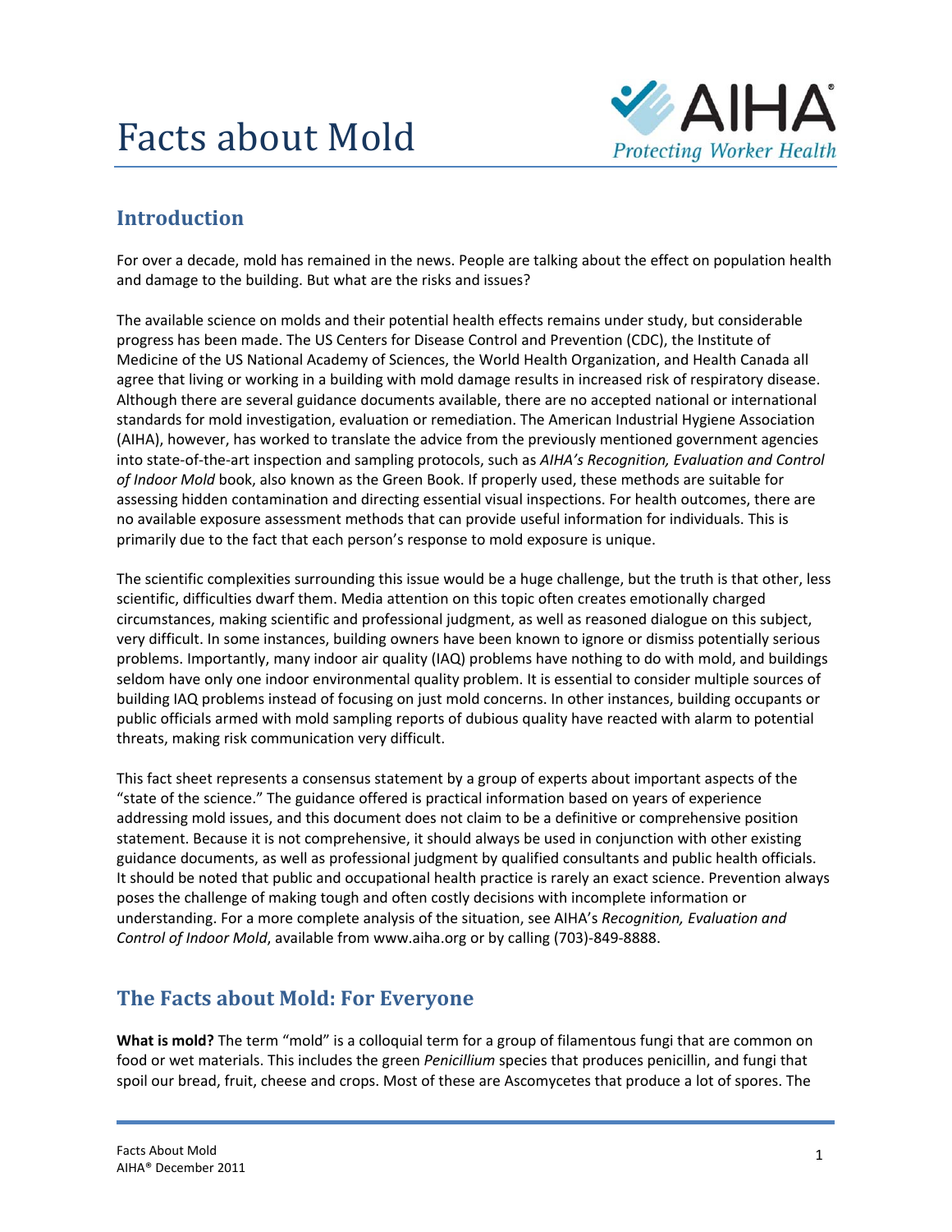# Facts about Mold

## Introduction

For over a decade, mold has remained in the news. People are talking about the effect on population health and damage to the building. But what are the risks and issues?

The available science on molds and their potential health effects remains under study, but considerable progress has been made. The US Centers for Disease Control and Prevention (CDC), the Institute of Medicine of the US National Academy of Sciences, the World Health Organization, and Health Canada all agree that living or working in a building with mold damage results in increased risk of respiratory disease. Although there are several guidance documents available, there are no accepted national or international standards for mold investigation, evaluation or remediation. The American Industrial Hygiene Association (AIHA), however, has worked to translate the advice from the previously mentioned government agencies into state-of-the-art inspection and sampling protocols, such as *AIHA's Recognition, Evaluation and Control of Indoor Mold* book, also known as the Green Book. If properly used, these methods are suitable for assessing hidden contamination and directing essential visual inspections. For health outcomes, there are no available exposure assessment methods that can provide useful information for individuals. This is primarily due to the fact that each person's response to mold exposure is unique.

The scientific complexities surrounding this issue would be a huge challenge, but the truth is that other, less scientific, difficulties dwarf them. Media attention on this topic often creates emotionally charged circumstances, making scientific and professional judgment, as well as reasoned dialogue on this subject, very difficult. In some instances, building owners have been known to ignore or dismiss potentially serious problems. Importantly, many indoor air quality (IAQ) problems have nothing to do with mold, and buildings seldom have only one indoor environmental quality problem. It is essential to consider multiple sources of building IAQ problems instead of focusing on just mold concerns. In other instances, building occupants or public officials armed with mold sampling reports of dubious quality have reacted with alarm to potential threats, making risk communication very difficult.

This fact sheet represents a consensus statement by a group of experts about important aspects of the "state of the science." The guidance offered is practical information based on years of experience addressing mold issues, and this document does not claim to be a definitive or comprehensive position statement. Because it is not comprehensive, it should always be used in conjunction with other existing guidance documents, as well as professional judgment by qualified consultants and public health officials. It should be noted that public and occupational health practice is rarely an exact science. Prevention always poses the challenge of making tough and often costly decisions with incomplete information or understanding. For a more complete analysis of the situation, see AIHA's *Recognition, Evaluation and Control of Indoor Mold*, available from www.aiha.org or by calling (703)-849-8888.

## The Facts about Mold: For Everyone

**What is mold?** The term "mold" is a colloquial term for a group of filamentous fungi that are common on food or wet materials. This includes the green *Penicillium* species that produces penicillin, and fungi that spoil our bread, fruit, cheese and crops. Most of these are Ascomycetes that produce a lot of spores. The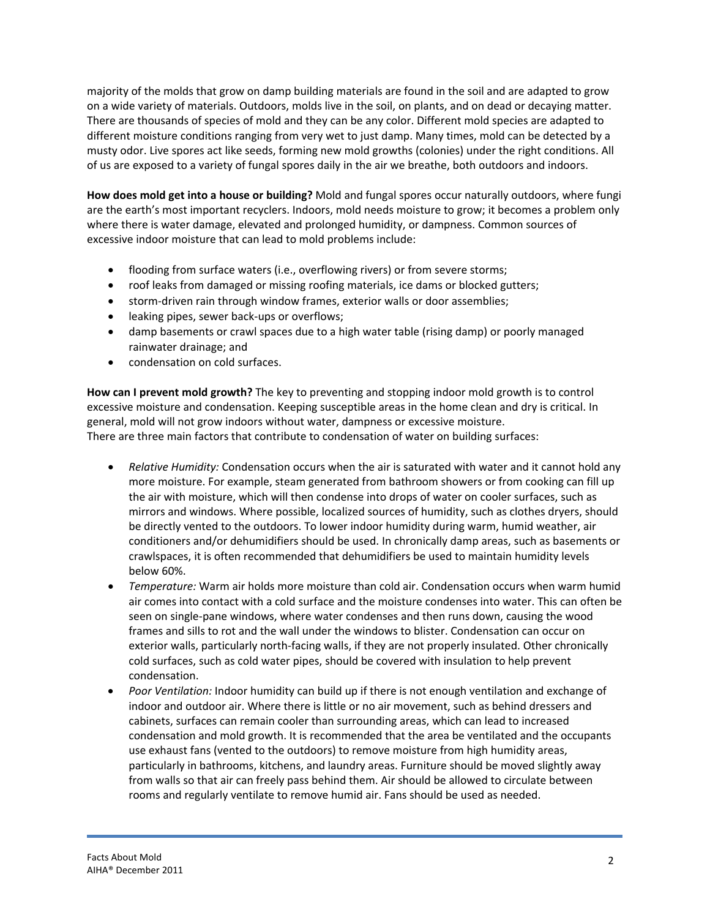majority of the molds that grow on damp building materials are found in the soil and are adapted to grow on a wide variety of materials. Outdoors, molds live in the soil, on plants, and on dead or decaying matter. There are thousands of species of mold and they can be any color. Different mold species are adapted to different moisture conditions ranging from very wet to just damp. Many times, mold can be detected by a musty odor. Live spores act like seeds, forming new mold growths (colonies) under the right conditions. All of us are exposed to a variety of fungal spores daily in the air we breathe, both outdoors and indoors.

**How does mold get into a house or building?** Mold and fungal spores occur naturally outdoors, where fungi are the earth's most important recyclers. Indoors, mold needs moisture to grow; it becomes a problem only where there is water damage, elevated and prolonged humidity, or dampness. Common sources of excessive indoor moisture that can lead to mold problems include:

- flooding from surface waters (i.e., overflowing rivers) or from severe storms;
- roof leaks from damaged or missing roofing materials, ice dams or blocked gutters;
- storm-driven rain through window frames, exterior walls or door assemblies;
- leaking pipes, sewer back-ups or overflows;
- damp basements or crawl spaces due to a high water table (rising damp) or poorly managed rainwater drainage; and
- condensation on cold surfaces.

**How can I prevent mold growth?** The key to preventing and stopping indoor mold growth is to control excessive moisture and condensation. Keeping susceptible areas in the home clean and dry is critical. In general, mold will not grow indoors without water, dampness or excessive moisture.
There are three main factors that contribute to condensation of water on building surfaces:

- *Relative Humidity:* Condensation occurs when the air is saturated with water and it cannot hold any more moisture. For example, steam generated from bathroom showers or from cooking can fill up the air with moisture, which will then condense into drops of water on cooler surfaces, such as mirrors and windows. Where possible, localized sources of humidity, such as clothes dryers, should be directly vented to the outdoors. To lower indoor humidity during warm, humid weather, air conditioners and/or dehumidifiers should be used. In chronically damp areas, such as basements or crawlspaces, it is often recommended that dehumidifiers be used to maintain humidity levels below 60%.
- *Temperature:* Warm air holds more moisture than cold air. Condensation occurs when warm humid air comes into contact with a cold surface and the moisture condenses into water. This can often be seen on single-pane windows, where water condenses and then runs down, causing the wood frames and sills to rot and the wall under the windows to blister. Condensation can occur on exterior walls, particularly north-facing walls, if they are not properly insulated. Other chronically cold surfaces, such as cold water pipes, should be covered with insulation to help prevent condensation.
- *Poor Ventilation:* Indoor humidity can build up if there is not enough ventilation and exchange of indoor and outdoor air. Where there is little or no air movement, such as behind dressers and cabinets, surfaces can remain cooler than surrounding areas, which can lead to increased condensation and mold growth. It is recommended that the area be ventilated and the occupants use exhaust fans (vented to the outdoors) to remove moisture from high humidity areas, particularly in bathrooms, kitchens, and laundry areas. Furniture should be moved slightly away from walls so that air can freely pass behind them. Air should be allowed to circulate between rooms and regularly ventilate to remove humid air. Fans should be used as needed.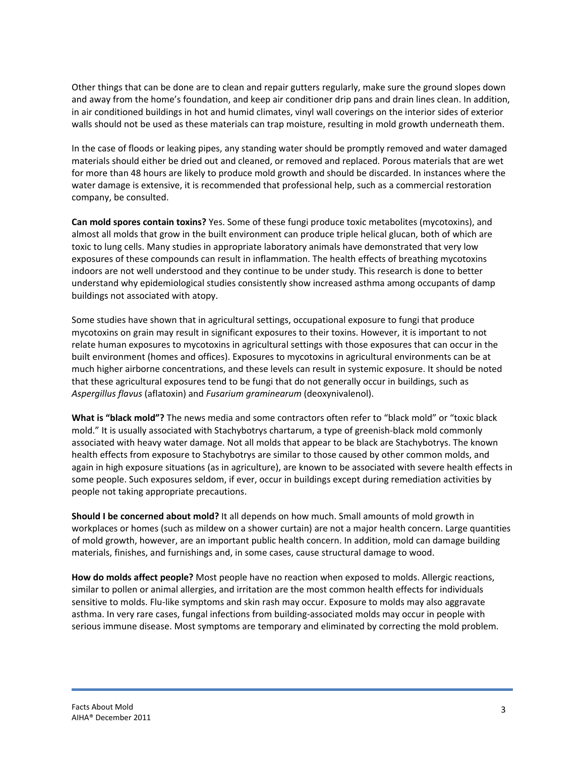Other things that can be done are to clean and repair gutters regularly, make sure the ground slopes down and away from the home's foundation, and keep air conditioner drip pans and drain lines clean. In addition, in air conditioned buildings in hot and humid climates, vinyl wall coverings on the interior sides of exterior walls should not be used as these materials can trap moisture, resulting in mold growth underneath them.

In the case of floods or leaking pipes, any standing water should be promptly removed and water damaged materials should either be dried out and cleaned, or removed and replaced. Porous materials that are wet for more than 48 hours are likely to produce mold growth and should be discarded. In instances where the water damage is extensive, it is recommended that professional help, such as a commercial restoration company, be consulted.

**Can mold spores contain toxins?** Yes. Some of these fungi produce toxic metabolites (mycotoxins), and almost all molds that grow in the built environment can produce triple helical glucan, both of which are toxic to lung cells. Many studies in appropriate laboratory animals have demonstrated that very low exposures of these compounds can result in inflammation. The health effects of breathing mycotoxins indoors are not well understood and they continue to be under study. This research is done to better understand why epidemiological studies consistently show increased asthma among occupants of damp buildings not associated with atopy.

Some studies have shown that in agricultural settings, occupational exposure to fungi that produce mycotoxins on grain may result in significant exposures to their toxins. However, it is important to not relate human exposures to mycotoxins in agricultural settings with those exposures that can occur in the built environment (homes and offices). Exposures to mycotoxins in agricultural environments can be at much higher airborne concentrations, and these levels can result in systemic exposure. It should be noted that these agricultural exposures tend to be fungi that do not generally occur in buildings, such as *Aspergillus flavus* (aflatoxin) and *Fusarium graminearum* (deoxynivalenol).

**What is "black mold"?** The news media and some contractors often refer to "black mold" or "toxic black mold." It is usually associated with Stachybotrys chartarum, a type of greenish-black mold commonly associated with heavy water damage. Not all molds that appear to be black are Stachybotrys. The known health effects from exposure to Stachybotrys are similar to those caused by other common molds, and again in high exposure situations (as in agriculture), are known to be associated with severe health effects in some people. Such exposures seldom, if ever, occur in buildings except during remediation activities by people not taking appropriate precautions.

**Should I be concerned about mold?** It all depends on how much. Small amounts of mold growth in workplaces or homes (such as mildew on a shower curtain) are not a major health concern. Large quantities of mold growth, however, are an important public health concern. In addition, mold can damage building materials, finishes, and furnishings and, in some cases, cause structural damage to wood.

**How do molds affect people?** Most people have no reaction when exposed to molds. Allergic reactions, similar to pollen or animal allergies, and irritation are the most common health effects for individuals sensitive to molds. Flu-like symptoms and skin rash may occur. Exposure to molds may also aggravate asthma. In very rare cases, fungal infections from building-associated molds may occur in people with serious immune disease. Most symptoms are temporary and eliminated by correcting the mold problem.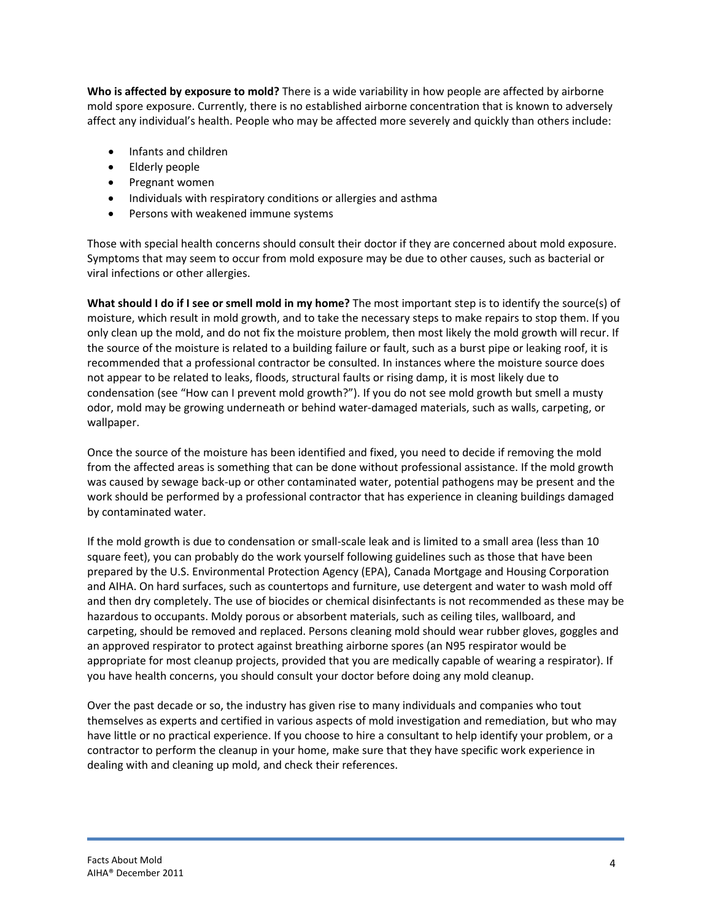**Who is affected by exposure to mold?** There is a wide variability in how people are affected by airborne mold spore exposure. Currently, there is no established airborne concentration that is known to adversely affect any individual's health. People who may be affected more severely and quickly than others include:

- Infants and children
- Elderly people
- Pregnant women
- Individuals with respiratory conditions or allergies and asthma
- Persons with weakened immune systems

Those with special health concerns should consult their doctor if they are concerned about mold exposure. Symptoms that may seem to occur from mold exposure may be due to other causes, such as bacterial or viral infections or other allergies.

**What should I do if I see or smell mold in my home?** The most important step is to identify the source(s) of moisture, which result in mold growth, and to take the necessary steps to make repairs to stop them. If you only clean up the mold, and do not fix the moisture problem, then most likely the mold growth will recur. If the source of the moisture is related to a building failure or fault, such as a burst pipe or leaking roof, it is recommended that a professional contractor be consulted. In instances where the moisture source does not appear to be related to leaks, floods, structural faults or rising damp, it is most likely due to condensation (see "How can I prevent mold growth?"). If you do not see mold growth but smell a musty odor, mold may be growing underneath or behind water-damaged materials, such as walls, carpeting, or wallpaper.

Once the source of the moisture has been identified and fixed, you need to decide if removing the mold from the affected areas is something that can be done without professional assistance. If the mold growth was caused by sewage back-up or other contaminated water, potential pathogens may be present and the work should be performed by a professional contractor that has experience in cleaning buildings damaged by contaminated water.

If the mold growth is due to condensation or small-scale leak and is limited to a small area (less than 10 square feet), you can probably do the work yourself following guidelines such as those that have been prepared by the U.S. Environmental Protection Agency (EPA), Canada Mortgage and Housing Corporation and AIHA. On hard surfaces, such as countertops and furniture, use detergent and water to wash mold off and then dry completely. The use of biocides or chemical disinfectants is not recommended as these may be hazardous to occupants. Moldy porous or absorbent materials, such as ceiling tiles, wallboard, and carpeting, should be removed and replaced. Persons cleaning mold should wear rubber gloves, goggles and an approved respirator to protect against breathing airborne spores (an N95 respirator would be appropriate for most cleanup projects, provided that you are medically capable of wearing a respirator). If you have health concerns, you should consult your doctor before doing any mold cleanup.

Over the past decade or so, the industry has given rise to many individuals and companies who tout themselves as experts and certified in various aspects of mold investigation and remediation, but who may have little or no practical experience. If you choose to hire a consultant to help identify your problem, or a contractor to perform the cleanup in your home, make sure that they have specific work experience in dealing with and cleaning up mold, and check their references.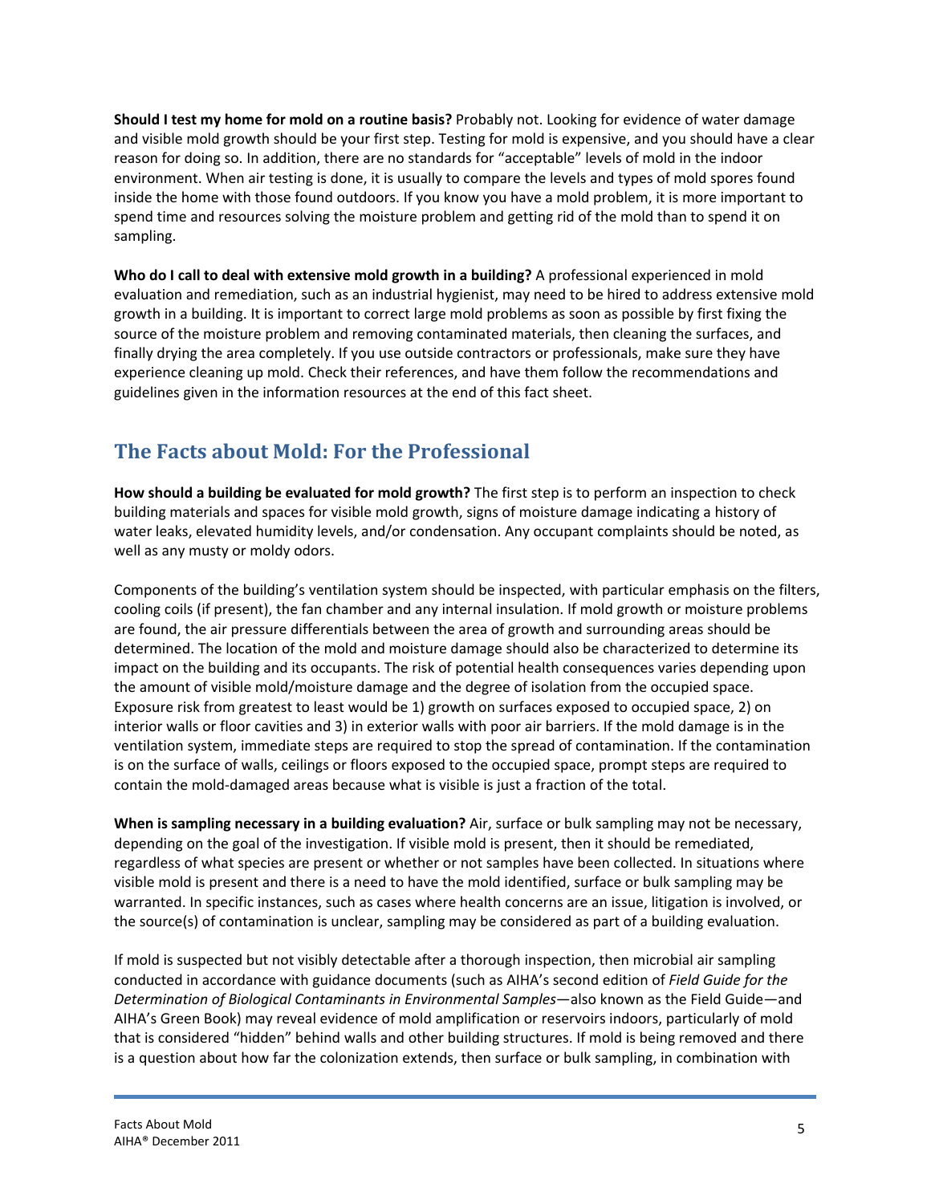**Should I test my home for mold on a routine basis?** Probably not. Looking for evidence of water damage and visible mold growth should be your first step. Testing for mold is expensive, and you should have a clear reason for doing so. In addition, there are no standards for "acceptable" levels of mold in the indoor environment. When air testing is done, it is usually to compare the levels and types of mold spores found inside the home with those found outdoors. If you know you have a mold problem, it is more important to spend time and resources solving the moisture problem and getting rid of the mold than to spend it on sampling.

**Who do I call to deal with extensive mold growth in a building?** A professional experienced in mold evaluation and remediation, such as an industrial hygienist, may need to be hired to address extensive mold growth in a building. It is important to correct large mold problems as soon as possible by first fixing the source of the moisture problem and removing contaminated materials, then cleaning the surfaces, and finally drying the area completely. If you use outside contractors or professionals, make sure they have experience cleaning up mold. Check their references, and have them follow the recommendations and guidelines given in the information resources at the end of this fact sheet.

## The Facts about Mold: For the Professional

**How should a building be evaluated for mold growth?** The first step is to perform an inspection to check building materials and spaces for visible mold growth, signs of moisture damage indicating a history of water leaks, elevated humidity levels, and/or condensation. Any occupant complaints should be noted, as well as any musty or moldy odors.

Components of the building's ventilation system should be inspected, with particular emphasis on the filters, cooling coils (if present), the fan chamber and any internal insulation. If mold growth or moisture problems are found, the air pressure differentials between the area of growth and surrounding areas should be determined. The location of the mold and moisture damage should also be characterized to determine its impact on the building and its occupants. The risk of potential health consequences varies depending upon the amount of visible mold/moisture damage and the degree of isolation from the occupied space. Exposure risk from greatest to least would be 1) growth on surfaces exposed to occupied space, 2) on interior walls or floor cavities and 3) in exterior walls with poor air barriers. If the mold damage is in the ventilation system, immediate steps are required to stop the spread of contamination. If the contamination is on the surface of walls, ceilings or floors exposed to the occupied space, prompt steps are required to contain the mold-damaged areas because what is visible is just a fraction of the total.

**When is sampling necessary in a building evaluation?** Air, surface or bulk sampling may not be necessary, depending on the goal of the investigation. If visible mold is present, then it should be remediated, regardless of what species are present or whether or not samples have been collected. In situations where visible mold is present and there is a need to have the mold identified, surface or bulk sampling may be warranted. In specific instances, such as cases where health concerns are an issue, litigation is involved, or the source(s) of contamination is unclear, sampling may be considered as part of a building evaluation.

If mold is suspected but not visibly detectable after a thorough inspection, then microbial air sampling conducted in accordance with guidance documents (such as AIHA's second edition of *Field Guide for the Determination of Biological Contaminants in Environmental Samples*—also known as the Field Guide—and AIHA's Green Book) may reveal evidence of mold amplification or reservoirs indoors, particularly of mold that is considered "hidden" behind walls and other building structures. If mold is being removed and there is a question about how far the colonization extends, then surface or bulk sampling, in combination with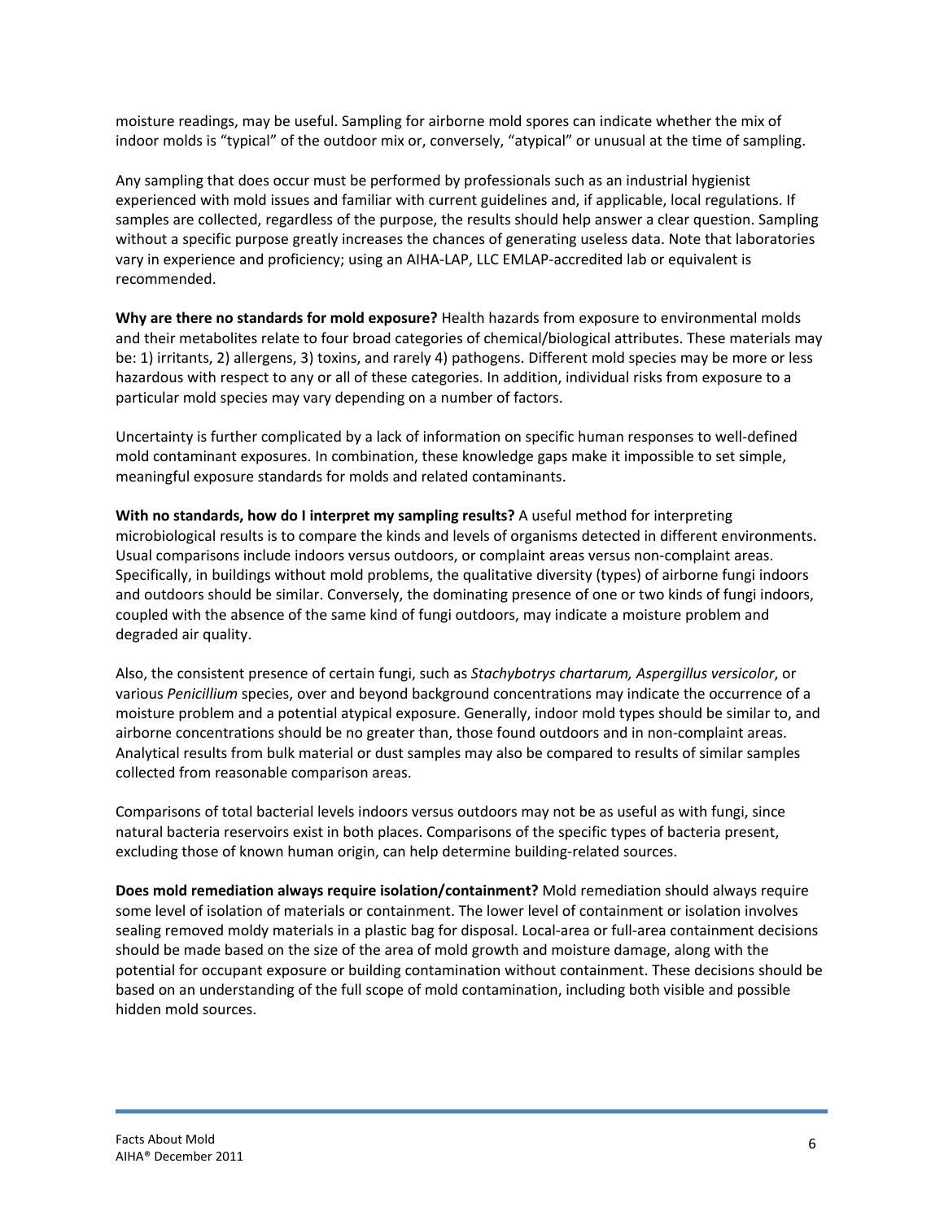moisture readings, may be useful. Sampling for airborne mold spores can indicate whether the mix of indoor molds is "typical" of the outdoor mix or, conversely, "atypical" or unusual at the time of sampling.

Any sampling that does occur must be performed by professionals such as an industrial hygienist experienced with mold issues and familiar with current guidelines and, if applicable, local regulations. If samples are collected, regardless of the purpose, the results should help answer a clear question. Sampling without a specific purpose greatly increases the chances of generating useless data. Note that laboratories vary in experience and proficiency; using an AIHA-LAP, LLC EMLAP-accredited lab or equivalent is recommended.

**Why are there no standards for mold exposure?** Health hazards from exposure to environmental molds and their metabolites relate to four broad categories of chemical/biological attributes. These materials may be: 1) irritants, 2) allergens, 3) toxins, and rarely 4) pathogens. Different mold species may be more or less hazardous with respect to any or all of these categories. In addition, individual risks from exposure to a particular mold species may vary depending on a number of factors.

Uncertainty is further complicated by a lack of information on specific human responses to well-defined mold contaminant exposures. In combination, these knowledge gaps make it impossible to set simple, meaningful exposure standards for molds and related contaminants.

**With no standards, how do I interpret my sampling results?** A useful method for interpreting microbiological results is to compare the kinds and levels of organisms detected in different environments. Usual comparisons include indoors versus outdoors, or complaint areas versus non-complaint areas. Specifically, in buildings without mold problems, the qualitative diversity (types) of airborne fungi indoors and outdoors should be similar. Conversely, the dominating presence of one or two kinds of fungi indoors, coupled with the absence of the same kind of fungi outdoors, may indicate a moisture problem and degraded air quality.

Also, the consistent presence of certain fungi, such as *Stachybotrys chartarum, Aspergillus versicolor*, or various *Penicillium* species, over and beyond background concentrations may indicate the occurrence of a moisture problem and a potential atypical exposure. Generally, indoor mold types should be similar to, and airborne concentrations should be no greater than, those found outdoors and in non-complaint areas. Analytical results from bulk material or dust samples may also be compared to results of similar samples collected from reasonable comparison areas.

Comparisons of total bacterial levels indoors versus outdoors may not be as useful as with fungi, since natural bacteria reservoirs exist in both places. Comparisons of the specific types of bacteria present, excluding those of known human origin, can help determine building-related sources.

**Does mold remediation always require isolation/containment?** Mold remediation should always require some level of isolation of materials or containment. The lower level of containment or isolation involves sealing removed moldy materials in a plastic bag for disposal. Local-area or full-area containment decisions should be made based on the size of the area of mold growth and moisture damage, along with the potential for occupant exposure or building contamination without containment. These decisions should be based on an understanding of the full scope of mold contamination, including both visible and possible hidden mold sources.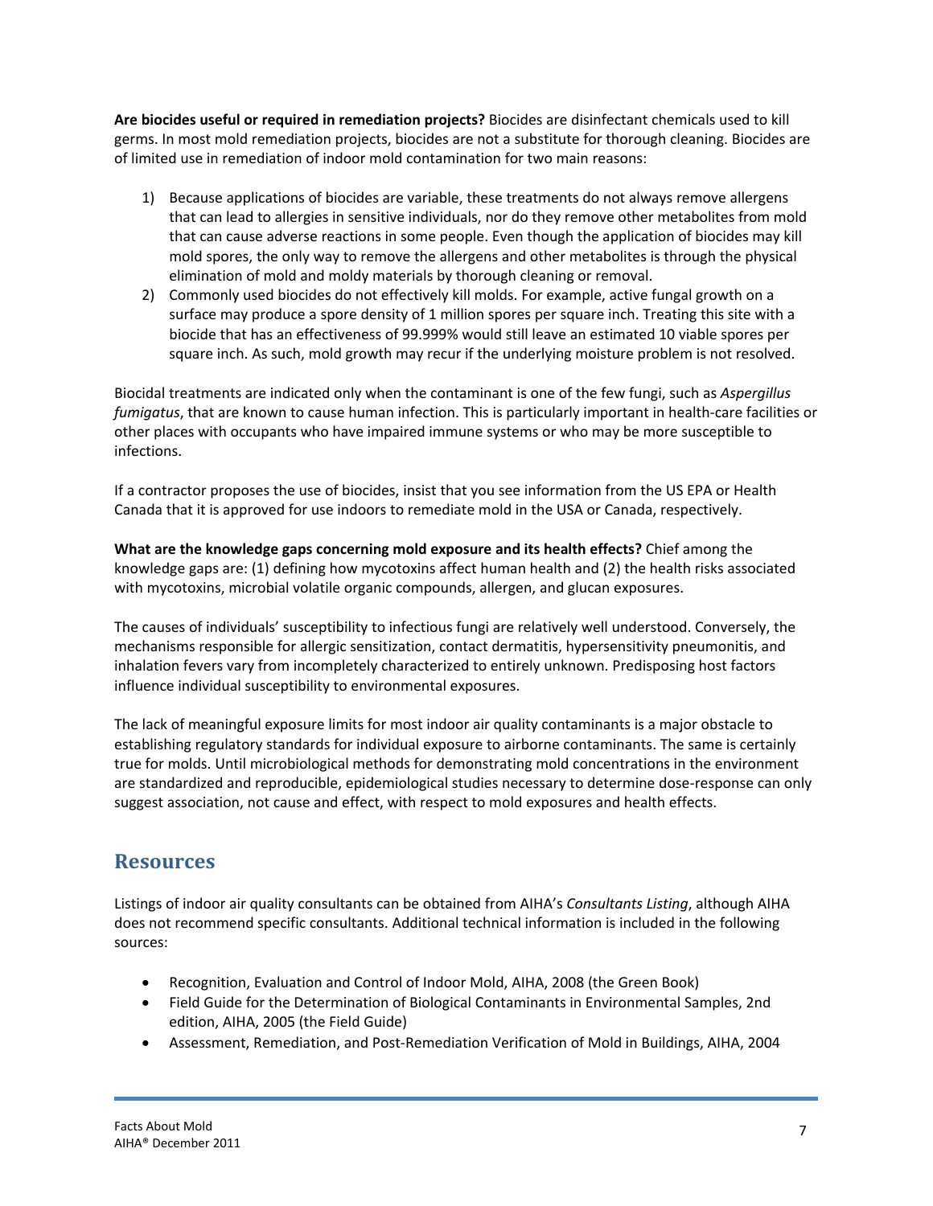**Are biocides useful or required in remediation projects?** Biocides are disinfectant chemicals used to kill germs. In most mold remediation projects, biocides are not a substitute for thorough cleaning. Biocides are of limited use in remediation of indoor mold contamination for two main reasons:

1) Because applications of biocides are variable, these treatments do not always remove allergens that can lead to allergies in sensitive individuals, nor do they remove other metabolites from mold that can cause adverse reactions in some people. Even though the application of biocides may kill mold spores, the only way to remove the allergens and other metabolites is through the physical elimination of mold and moldy materials by thorough cleaning or removal.
2) Commonly used biocides do not effectively kill molds. For example, active fungal growth on a surface may produce a spore density of 1 million spores per square inch. Treating this site with a biocide that has an effectiveness of 99.999% would still leave an estimated 10 viable spores per square inch. As such, mold growth may recur if the underlying moisture problem is not resolved.

Biocidal treatments are indicated only when the contaminant is one of the few fungi, such as *Aspergillus fumigatus*, that are known to cause human infection. This is particularly important in health-care facilities or other places with occupants who have impaired immune systems or who may be more susceptible to infections.

If a contractor proposes the use of biocides, insist that you see information from the US EPA or Health Canada that it is approved for use indoors to remediate mold in the USA or Canada, respectively.

**What are the knowledge gaps concerning mold exposure and its health effects?** Chief among the knowledge gaps are: (1) defining how mycotoxins affect human health and (2) the health risks associated with mycotoxins, microbial volatile organic compounds, allergen, and glucan exposures.

The causes of individuals' susceptibility to infectious fungi are relatively well understood. Conversely, the mechanisms responsible for allergic sensitization, contact dermatitis, hypersensitivity pneumonitis, and inhalation fevers vary from incompletely characterized to entirely unknown. Predisposing host factors influence individual susceptibility to environmental exposures.

The lack of meaningful exposure limits for most indoor air quality contaminants is a major obstacle to establishing regulatory standards for individual exposure to airborne contaminants. The same is certainly true for molds. Until microbiological methods for demonstrating mold concentrations in the environment are standardized and reproducible, epidemiological studies necessary to determine dose-response can only suggest association, not cause and effect, with respect to mold exposures and health effects.

## Resources

Listings of indoor air quality consultants can be obtained from AIHA's *Consultants Listing*, although AIHA does not recommend specific consultants. Additional technical information is included in the following sources:

- Recognition, Evaluation and Control of Indoor Mold, AIHA, 2008 (the Green Book)
- Field Guide for the Determination of Biological Contaminants in Environmental Samples, 2nd edition, AIHA, 2005 (the Field Guide)
- Assessment, Remediation, and Post-Remediation Verification of Mold in Buildings, AIHA, 2004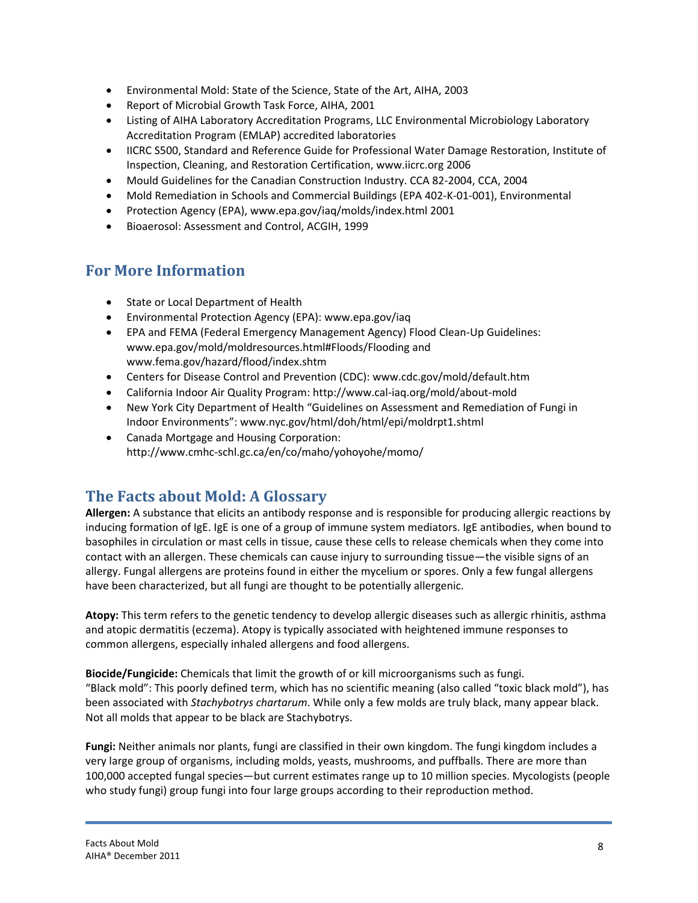- Environmental Mold: State of the Science, State of the Art, AIHA, 2003
- Report of Microbial Growth Task Force, AIHA, 2001
- Listing of AIHA Laboratory Accreditation Programs, LLC Environmental Microbiology Laboratory Accreditation Program (EMLAP) accredited laboratories
- IICRC S500, Standard and Reference Guide for Professional Water Damage Restoration, Institute of Inspection, Cleaning, and Restoration Certification, www.iicrc.org 2006
- Mould Guidelines for the Canadian Construction Industry. CCA 82-2004, CCA, 2004
- Mold Remediation in Schools and Commercial Buildings (EPA 402-K-01-001), Environmental
- Protection Agency (EPA), www.epa.gov/iaq/molds/index.html 2001
- Bioaerosol: Assessment and Control, ACGIH, 1999

## For More Information

- State or Local Department of Health
- Environmental Protection Agency (EPA): www.epa.gov/iaq
- EPA and FEMA (Federal Emergency Management Agency) Flood Clean-Up Guidelines: www.epa.gov/mold/moldresources.html#Floods/Flooding and www.fema.gov/hazard/flood/index.shtm
- Centers for Disease Control and Prevention (CDC): www.cdc.gov/mold/default.htm
- California Indoor Air Quality Program: http://www.cal-iaq.org/mold/about-mold
- New York City Department of Health "Guidelines on Assessment and Remediation of Fungi in Indoor Environments": www.nyc.gov/html/doh/html/epi/moldrpt1.shtml
- Canada Mortgage and Housing Corporation: http://www.cmhc-schl.gc.ca/en/co/maho/yohoyohe/momo/

## The Facts about Mold: A Glossary

**Allergen:** A substance that elicits an antibody response and is responsible for producing allergic reactions by inducing formation of IgE. IgE is one of a group of immune system mediators. IgE antibodies, when bound to basophiles in circulation or mast cells in tissue, cause these cells to release chemicals when they come into contact with an allergen. These chemicals can cause injury to surrounding tissue—the visible signs of an allergy. Fungal allergens are proteins found in either the mycelium or spores. Only a few fungal allergens have been characterized, but all fungi are thought to be potentially allergenic.

**Atopy:** This term refers to the genetic tendency to develop allergic diseases such as allergic rhinitis, asthma and atopic dermatitis (eczema). Atopy is typically associated with heightened immune responses to common allergens, especially inhaled allergens and food allergens.

**Biocide/Fungicide:** Chemicals that limit the growth of or kill microorganisms such as fungi.
"Black mold": This poorly defined term, which has no scientific meaning (also called "toxic black mold"), has been associated with *Stachybotrys chartarum*. While only a few molds are truly black, many appear black. Not all molds that appear to be black are Stachybotrys.

**Fungi:** Neither animals nor plants, fungi are classified in their own kingdom. The fungi kingdom includes a very large group of organisms, including molds, yeasts, mushrooms, and puffballs. There are more than 100,000 accepted fungal species—but current estimates range up to 10 million species. Mycologists (people who study fungi) group fungi into four large groups according to their reproduction method.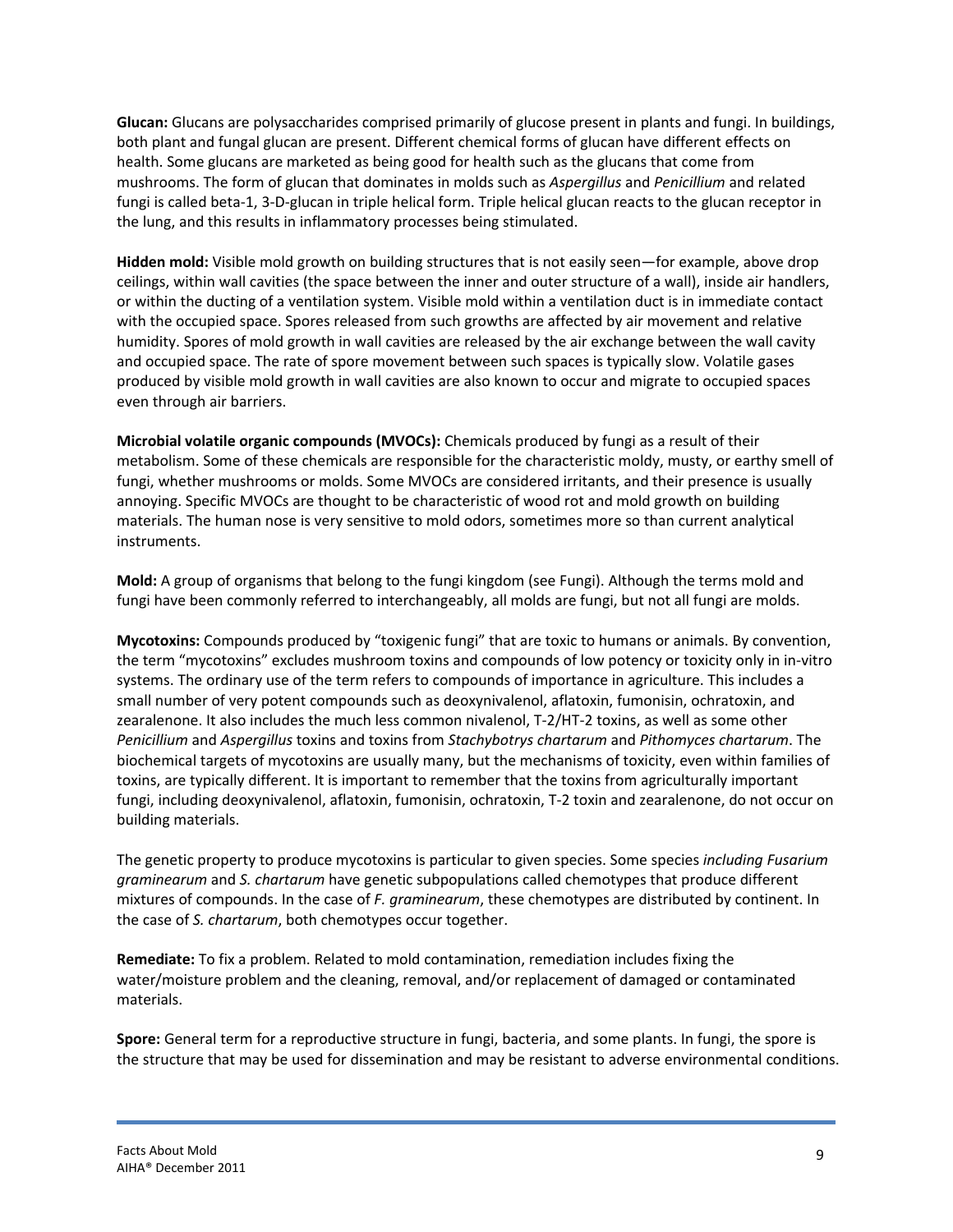**Glucan:** Glucans are polysaccharides comprised primarily of glucose present in plants and fungi. In buildings, both plant and fungal glucan are present. Different chemical forms of glucan have different effects on health. Some glucans are marketed as being good for health such as the glucans that come from mushrooms. The form of glucan that dominates in molds such as *Aspergillus* and *Penicillium* and related fungi is called beta-1, 3-D-glucan in triple helical form. Triple helical glucan reacts to the glucan receptor in the lung, and this results in inflammatory processes being stimulated.

**Hidden mold:** Visible mold growth on building structures that is not easily seen—for example, above drop ceilings, within wall cavities (the space between the inner and outer structure of a wall), inside air handlers, or within the ducting of a ventilation system. Visible mold within a ventilation duct is in immediate contact with the occupied space. Spores released from such growths are affected by air movement and relative humidity. Spores of mold growth in wall cavities are released by the air exchange between the wall cavity and occupied space. The rate of spore movement between such spaces is typically slow. Volatile gases produced by visible mold growth in wall cavities are also known to occur and migrate to occupied spaces even through air barriers.

**Microbial volatile organic compounds (MVOCs):** Chemicals produced by fungi as a result of their metabolism. Some of these chemicals are responsible for the characteristic moldy, musty, or earthy smell of fungi, whether mushrooms or molds. Some MVOCs are considered irritants, and their presence is usually annoying. Specific MVOCs are thought to be characteristic of wood rot and mold growth on building materials. The human nose is very sensitive to mold odors, sometimes more so than current analytical instruments.

**Mold:** A group of organisms that belong to the fungi kingdom (see Fungi). Although the terms mold and fungi have been commonly referred to interchangeably, all molds are fungi, but not all fungi are molds.

**Mycotoxins:** Compounds produced by "toxigenic fungi" that are toxic to humans or animals. By convention, the term "mycotoxins" excludes mushroom toxins and compounds of low potency or toxicity only in in-vitro systems. The ordinary use of the term refers to compounds of importance in agriculture. This includes a small number of very potent compounds such as deoxynivalenol, aflatoxin, fumonisin, ochratoxin, and zearalenone. It also includes the much less common nivalenol, T-2/HT-2 toxins, as well as some other *Penicillium* and *Aspergillus* toxins and toxins from *Stachybotrys chartarum* and *Pithomyces chartarum*. The biochemical targets of mycotoxins are usually many, but the mechanisms of toxicity, even within families of toxins, are typically different. It is important to remember that the toxins from agriculturally important fungi, including deoxynivalenol, aflatoxin, fumonisin, ochratoxin, T-2 toxin and zearalenone, do not occur on building materials.

The genetic property to produce mycotoxins is particular to given species. Some species *including Fusarium graminearum* and *S. chartarum* have genetic subpopulations called chemotypes that produce different mixtures of compounds. In the case of *F. graminearum*, these chemotypes are distributed by continent. In the case of *S. chartarum*, both chemotypes occur together.

**Remediate:** To fix a problem. Related to mold contamination, remediation includes fixing the water/moisture problem and the cleaning, removal, and/or replacement of damaged or contaminated materials.

**Spore:** General term for a reproductive structure in fungi, bacteria, and some plants. In fungi, the spore is the structure that may be used for dissemination and may be resistant to adverse environmental conditions.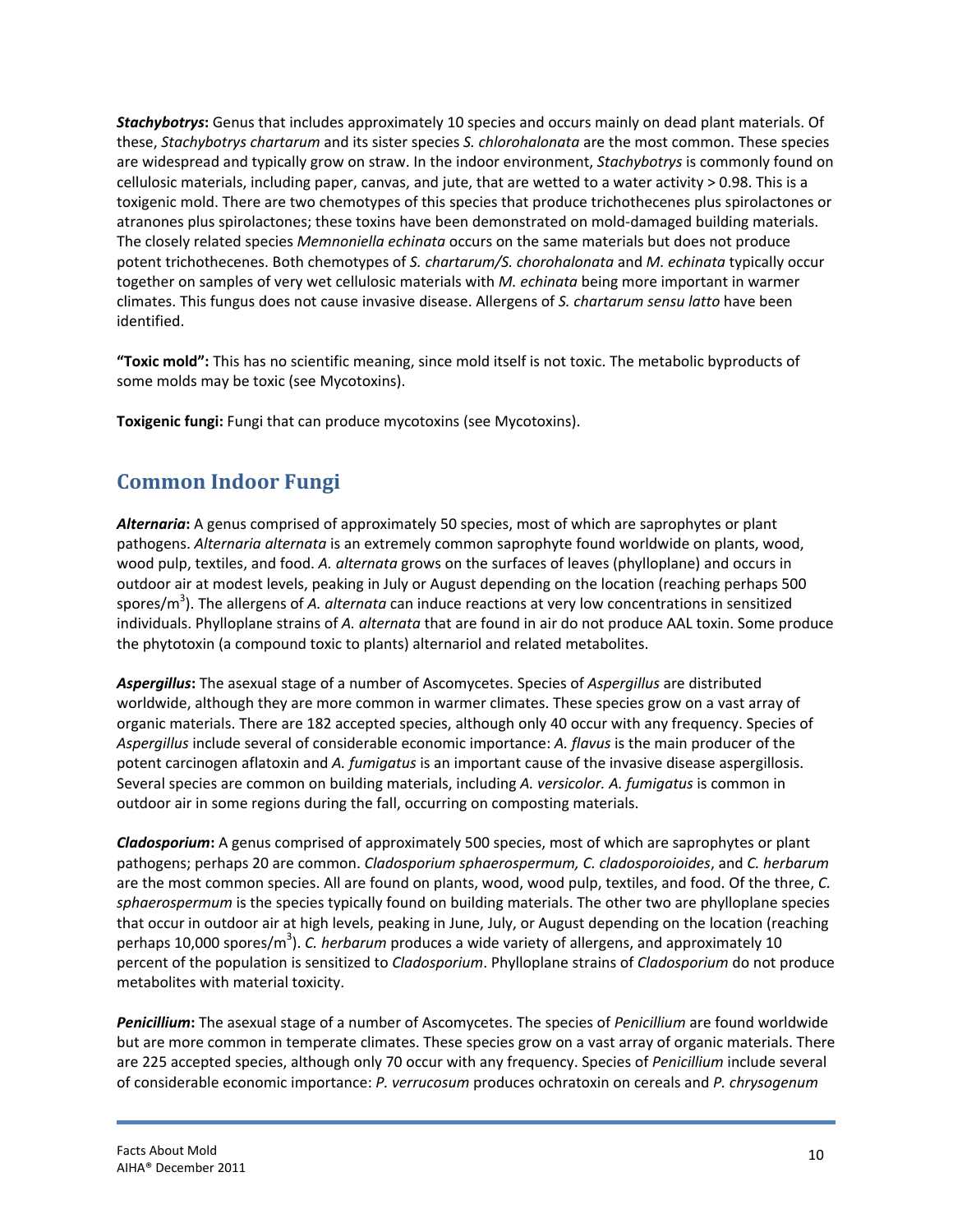***Stachybotrys*:** Genus that includes approximately 10 species and occurs mainly on dead plant materials. Of these, *Stachybotrys chartarum* and its sister species *S. chlorohalonata* are the most common. These species are widespread and typically grow on straw. In the indoor environment, *Stachybotrys* is commonly found on cellulosic materials, including paper, canvas, and jute, that are wetted to a water activity > 0.98. This is a toxigenic mold. There are two chemotypes of this species that produce trichothecenes plus spirolactones or atranones plus spirolactones; these toxins have been demonstrated on mold-damaged building materials. The closely related species *Memnoniella echinata* occurs on the same materials but does not produce potent trichothecenes. Both chemotypes of *S. chartarum/S. chorohalonata* and *M. echinata* typically occur together on samples of very wet cellulosic materials with *M. echinata* being more important in warmer climates. This fungus does not cause invasive disease. Allergens of *S. chartarum sensu latto* have been identified.

**"Toxic mold":** This has no scientific meaning, since mold itself is not toxic. The metabolic byproducts of some molds may be toxic (see Mycotoxins).

**Toxigenic fungi:** Fungi that can produce mycotoxins (see Mycotoxins).

## Common Indoor Fungi

***Alternaria*:** A genus comprised of approximately 50 species, most of which are saprophytes or plant pathogens. *Alternaria alternata* is an extremely common saprophyte found worldwide on plants, wood, wood pulp, textiles, and food. *A. alternata* grows on the surfaces of leaves (phylloplane) and occurs in outdoor air at modest levels, peaking in July or August depending on the location (reaching perhaps 500 spores/$m^3$). The allergens of *A. alternata* can induce reactions at very low concentrations in sensitized individuals. Phylloplane strains of *A. alternata* that are found in air do not produce AAL toxin. Some produce the phytotoxin (a compound toxic to plants) alternariol and related metabolites.

***Aspergillus*:** The asexual stage of a number of Ascomycetes. Species of *Aspergillus* are distributed worldwide, although they are more common in warmer climates. These species grow on a vast array of organic materials. There are 182 accepted species, although only 40 occur with any frequency. Species of *Aspergillus* include several of considerable economic importance: *A. flavus* is the main producer of the potent carcinogen aflatoxin and *A. fumigatus* is an important cause of the invasive disease aspergillosis. Several species are common on building materials, including *A. versicolor. A. fumigatus* is common in outdoor air in some regions during the fall, occurring on composting materials.

***Cladosporium*:** A genus comprised of approximately 500 species, most of which are saprophytes or plant pathogens; perhaps 20 are common. *Cladosporium sphaerospermum, C. cladosporoioides*, and *C. herbarum* are the most common species. All are found on plants, wood, wood pulp, textiles, and food. Of the three, *C. sphaerospermum* is the species typically found on building materials. The other two are phylloplane species that occur in outdoor air at high levels, peaking in June, July, or August depending on the location (reaching perhaps 10,000 spores/$m^3$). *C. herbarum* produces a wide variety of allergens, and approximately 10 percent of the population is sensitized to *Cladosporium*. Phylloplane strains of *Cladosporium* do not produce metabolites with material toxicity.

***Penicillium*:** The asexual stage of a number of Ascomycetes. The species of *Penicillium* are found worldwide but are more common in temperate climates. These species grow on a vast array of organic materials. There are 225 accepted species, although only 70 occur with any frequency. Species of *Penicillium* include several of considerable economic importance: *P. verrucosum* produces ochratoxin on cereals and *P. chrysogenum*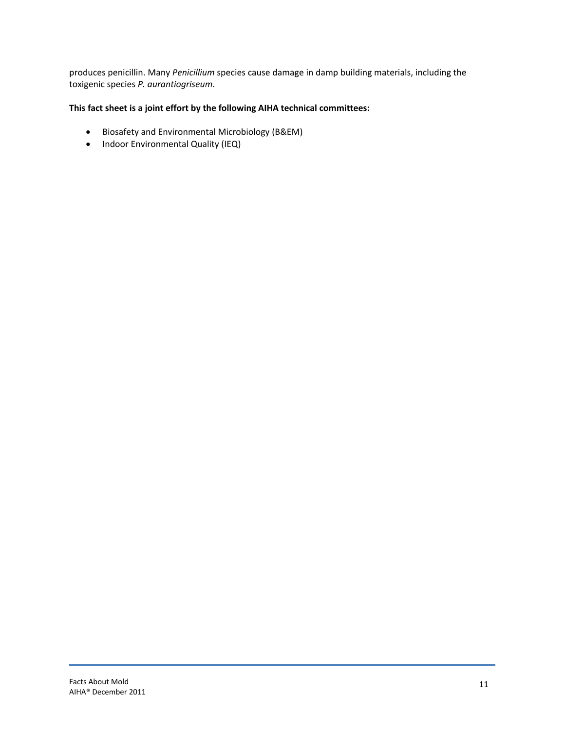produces penicillin. Many *Penicillium* species cause damage in damp building materials, including the toxigenic species *P. aurantiogriseum*.

**This fact sheet is a joint effort by the following AIHA technical committees:**

- Biosafety and Environmental Microbiology (B&EM)
- Indoor Environmental Quality (IEQ)